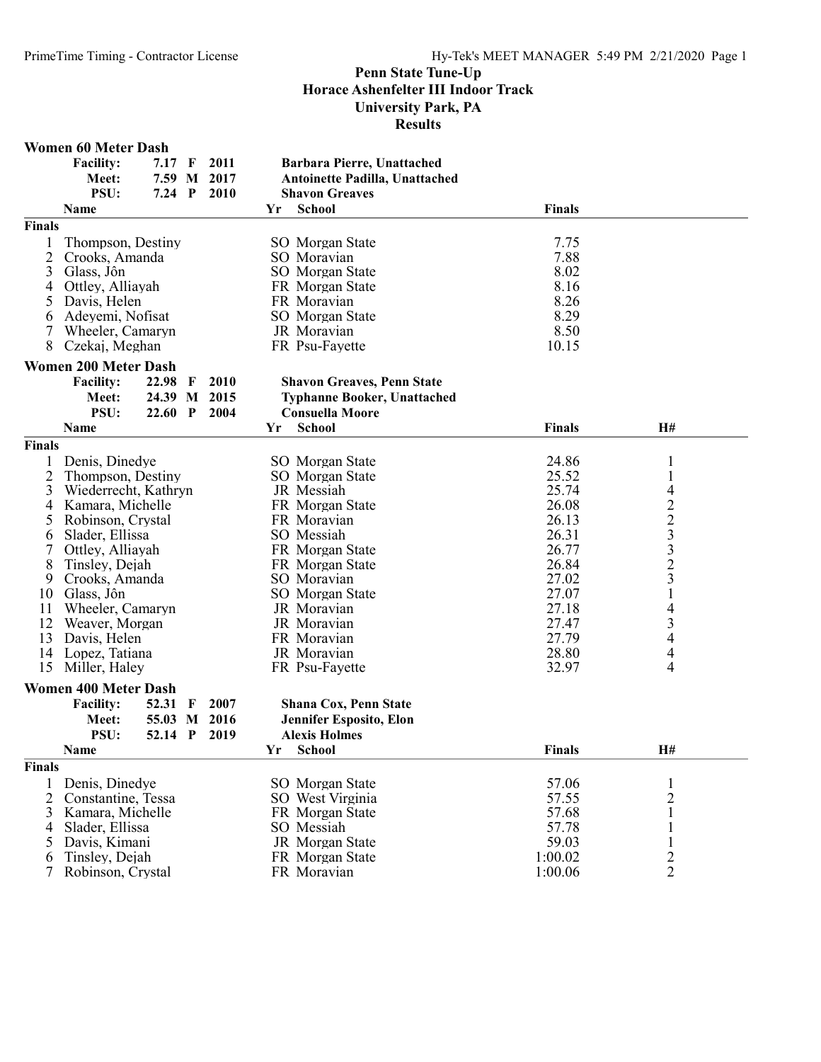# Penn State Tune-Up
## Horace Ashenfelter III Indoor Track
## University Park, PA
## Results

### Women 60 Meter Dash

| | | | | |
|---|---|---|---|---|
| Facility: | 7.17 | F | 2011 | Barbara Pierre, Unattached |
| Meet: | 7.59 | M | 2017 | Antoinette Padilla, Unattached |
| PSU: | 7.24 | P | 2010 | Shavon Greaves |

**Finals**

| | Name | Yr | School | Finals |
|---|---|---|---|---|
| 1 | Thompson, Destiny | SO | Morgan State | 7.75 |
| 2 | Crooks, Amanda | SO | Moravian | 7.88 |
| 3 | Glass, Jôn | SO | Morgan State | 8.02 |
| 4 | Ottley, Alliayah | FR | Morgan State | 8.16 |
| 5 | Davis, Helen | FR | Moravian | 8.26 |
| 6 | Adeyemi, Nofisat | SO | Morgan State | 8.29 |
| 7 | Wheeler, Camaryn | JR | Moravian | 8.50 |
| 8 | Czekaj, Meghan | FR | Psu-Fayette | 10.15 |

### Women 200 Meter Dash

| | | | | |
|---|---|---|---|---|
| Facility: | 22.98 | F | 2010 | Shavon Greaves, Penn State |
| Meet: | 24.39 | M | 2015 | Typhanne Booker, Unattached |
| PSU: | 22.60 | P | 2004 | Consuella Moore |

**Finals**

| | Name | Yr | School | Finals | H# |
|---|---|---|---|---|---|
| 1 | Denis, Dinedye | SO | Morgan State | 24.86 | 1 |
| 2 | Thompson, Destiny | SO | Morgan State | 25.52 | 1 |
| 3 | Wiederrecht, Kathryn | JR | Messiah | 25.74 | 4 |
| 4 | Kamara, Michelle | FR | Morgan State | 26.08 | 2 |
| 5 | Robinson, Crystal | FR | Moravian | 26.13 | 2 |
| 6 | Slader, Ellissa | SO | Messiah | 26.31 | 3 |
| 7 | Ottley, Alliayah | FR | Morgan State | 26.77 | 3 |
| 8 | Tinsley, Dejah | FR | Morgan State | 26.84 | 2 |
| 9 | Crooks, Amanda | SO | Moravian | 27.02 | 3 |
| 10 | Glass, Jôn | SO | Morgan State | 27.07 | 1 |
| 11 | Wheeler, Camaryn | JR | Moravian | 27.18 | 4 |
| 12 | Weaver, Morgan | JR | Moravian | 27.47 | 3 |
| 13 | Davis, Helen | FR | Moravian | 27.79 | 4 |
| 14 | Lopez, Tatiana | JR | Moravian | 28.80 | 4 |
| 15 | Miller, Haley | FR | Psu-Fayette | 32.97 | 4 |

### Women 400 Meter Dash

| | | | | |
|---|---|---|---|---|
| Facility: | 52.31 | F | 2007 | Shana Cox, Penn State |
| Meet: | 55.03 | M | 2016 | Jennifer Esposito, Elon |
| PSU: | 52.14 | P | 2019 | Alexis Holmes |

**Finals**

| | Name | Yr | School | Finals | H# |
|---|---|---|---|---|---|
| 1 | Denis, Dinedye | SO | Morgan State | 57.06 | 1 |
| 2 | Constantine, Tessa | SO | West Virginia | 57.55 | 2 |
| 3 | Kamara, Michelle | FR | Morgan State | 57.68 | 1 |
| 4 | Slader, Ellissa | SO | Messiah | 57.78 | 1 |
| 5 | Davis, Kimani | JR | Morgan State | 59.03 | 1 |
| 6 | Tinsley, Dejah | FR | Morgan State | 1:00.02 | 2 |
| 7 | Robinson, Crystal | FR | Moravian | 1:00.06 | 2 |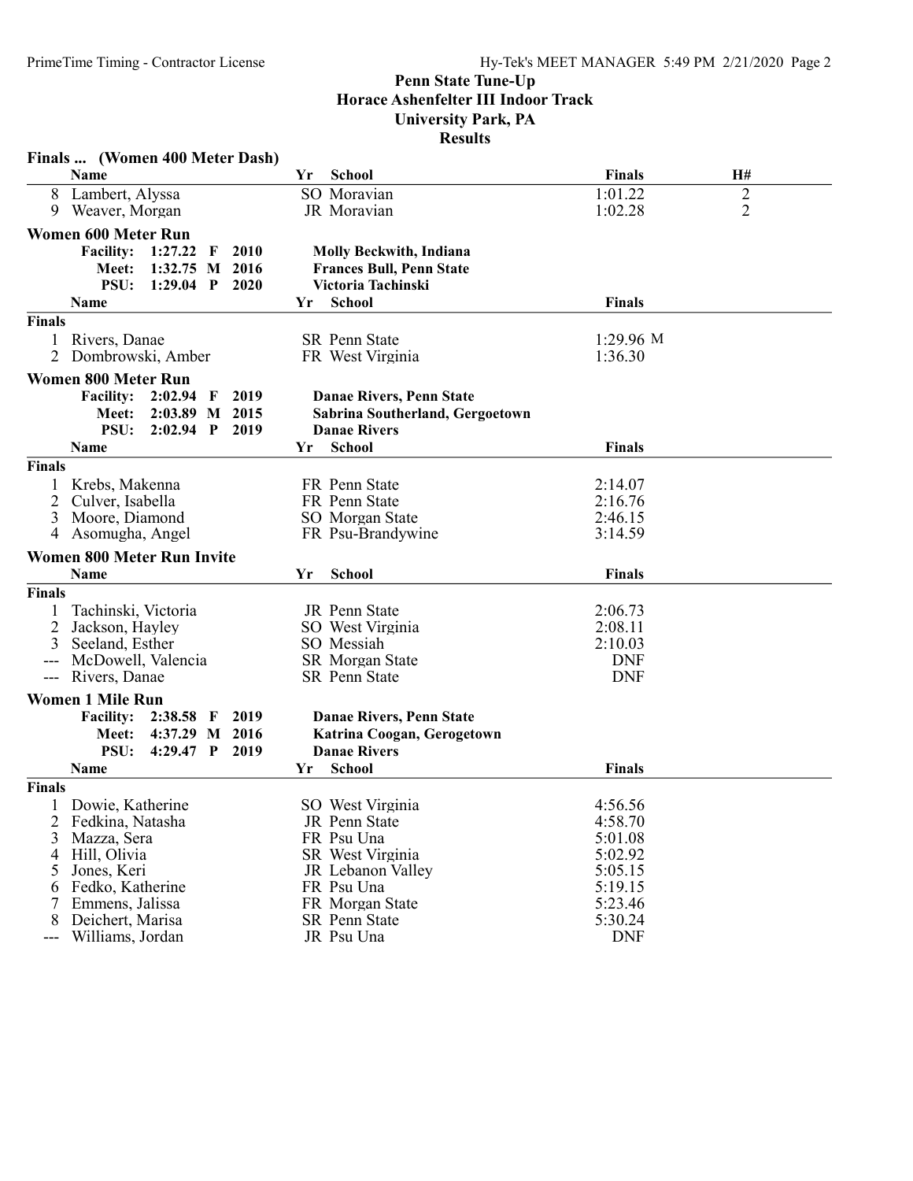# Penn State Tune-Up
## Horace Ashenfelter III Indoor Track
## University Park, PA
## Results

### Finals ... (Women 400 Meter Dash)

| | Name | Yr | School | Finals | H# |
|---|---|---|---|---|---|
| 8 | Lambert, Alyssa | SO | Moravian | 1:01.22 | 2 |
| 9 | Weaver, Morgan | JR | Moravian | 1:02.28 | 2 |

### Women 600 Meter Run

| Record | Time | | Year | Holder |
|---|---|---|---|---|
| Facility: | 1:27.22 | F | 2010 | Molly Beckwith, Indiana |
| Meet: | 1:32.75 | M | 2016 | Frances Bull, Penn State |
| PSU: | 1:29.04 | P | 2020 | Victoria Tachinski |

**Finals**

| | Name | Yr | School | Finals |
|---|---|---|---|---|
| 1 | Rivers, Danae | SR | Penn State | 1:29.96 M |
| 2 | Dombrowski, Amber | FR | West Virginia | 1:36.30 |

### Women 800 Meter Run

| Record | Time | | Year | Holder |
|---|---|---|---|---|
| Facility: | 2:02.94 | F | 2019 | Danae Rivers, Penn State |
| Meet: | 2:03.89 | M | 2015 | Sabrina Southerland, Gergoetown |
| PSU: | 2:02.94 | P | 2019 | Danae Rivers |

**Finals**

| | Name | Yr | School | Finals |
|---|---|---|---|---|
| 1 | Krebs, Makenna | FR | Penn State | 2:14.07 |
| 2 | Culver, Isabella | FR | Penn State | 2:16.76 |
| 3 | Moore, Diamond | SO | Morgan State | 2:46.15 |
| 4 | Asomugha, Angel | FR | Psu-Brandywine | 3:14.59 |

### Women 800 Meter Run Invite

**Finals**

| | Name | Yr | School | Finals |
|---|---|---|---|---|
| 1 | Tachinski, Victoria | JR | Penn State | 2:06.73 |
| 2 | Jackson, Hayley | SO | West Virginia | 2:08.11 |
| 3 | Seeland, Esther | SO | Messiah | 2:10.03 |
| --- | McDowell, Valencia | SR | Morgan State | DNF |
| --- | Rivers, Danae | SR | Penn State | DNF |

### Women 1 Mile Run

| Record | Time | | Year | Holder |
|---|---|---|---|---|
| Facility: | 2:38.58 | F | 2019 | Danae Rivers, Penn State |
| Meet: | 4:37.29 | M | 2016 | Katrina Coogan, Gerogetown |
| PSU: | 4:29.47 | P | 2019 | Danae Rivers |

**Finals**

| | Name | Yr | School | Finals |
|---|---|---|---|---|
| 1 | Dowie, Katherine | SO | West Virginia | 4:56.56 |
| 2 | Fedkina, Natasha | JR | Penn State | 4:58.70 |
| 3 | Mazza, Sera | FR | Psu Una | 5:01.08 |
| 4 | Hill, Olivia | SR | West Virginia | 5:02.92 |
| 5 | Jones, Keri | JR | Lebanon Valley | 5:05.15 |
| 6 | Fedko, Katherine | FR | Psu Una | 5:19.15 |
| 7 | Emmens, Jalissa | FR | Morgan State | 5:23.46 |
| 8 | Deichert, Marisa | SR | Penn State | 5:30.24 |
| --- | Williams, Jordan | JR | Psu Una | DNF |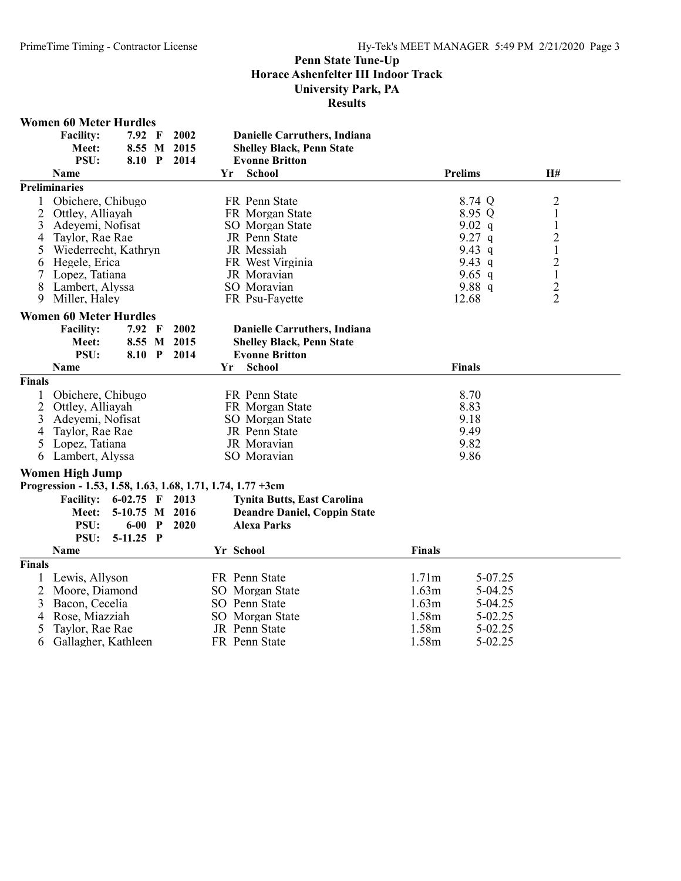## Penn State Tune-Up
## Horace Ashenfelter III Indoor Track
## University Park, PA
## Results

### Women 60 Meter Hurdles

| | | | | |
|---|---|---|---|---|
| Facility: | 7.92 | F | 2002 | Danielle Carruthers, Indiana |
| Meet: | 8.55 | M | 2015 | Shelley Black, Penn State |
| PSU: | 8.10 | P | 2014 | Evonne Britton |

**Preliminaries**

| | Name | Yr | School | Prelims | | H# |
|---|---|---|---|---|---|---|
| 1 | Obichere, Chibugo | FR | Penn State | 8.74 | Q | 2 |
| 2 | Ottley, Alliayah | FR | Morgan State | 8.95 | Q | 1 |
| 3 | Adeyemi, Nofisat | SO | Morgan State | 9.02 | q | 1 |
| 4 | Taylor, Rae Rae | JR | Penn State | 9.27 | q | 2 |
| 5 | Wiederrecht, Kathryn | JR | Messiah | 9.43 | q | 1 |
| 6 | Hegele, Erica | FR | West Virginia | 9.43 | q | 2 |
| 7 | Lopez, Tatiana | JR | Moravian | 9.65 | q | 1 |
| 8 | Lambert, Alyssa | SO | Moravian | 9.88 | q | 2 |
| 9 | Miller, Haley | FR | Psu-Fayette | 12.68 | | 2 |

### Women 60 Meter Hurdles

| | | | | |
|---|---|---|---|---|
| Facility: | 7.92 | F | 2002 | Danielle Carruthers, Indiana |
| Meet: | 8.55 | M | 2015 | Shelley Black, Penn State |
| PSU: | 8.10 | P | 2014 | Evonne Britton |

**Finals**

| | Name | Yr | School | Finals |
|---|---|---|---|---|
| 1 | Obichere, Chibugo | FR | Penn State | 8.70 |
| 2 | Ottley, Alliayah | FR | Morgan State | 8.83 |
| 3 | Adeyemi, Nofisat | SO | Morgan State | 9.18 |
| 4 | Taylor, Rae Rae | JR | Penn State | 9.49 |
| 5 | Lopez, Tatiana | JR | Moravian | 9.82 |
| 6 | Lambert, Alyssa | SO | Moravian | 9.86 |

### Women High Jump

**Progression - 1.53, 1.58, 1.63, 1.68, 1.71, 1.74, 1.77 +3cm**

| | | | | |
|---|---|---|---|---|
| Facility: | 6-02.75 | F | 2013 | Tynita Butts, East Carolina |
| Meet: | 5-10.75 | M | 2016 | Deandre Daniel, Coppin State |
| PSU: | 6-00 | P | 2020 | Alexa Parks |
| PSU: | 5-11.25 | P | | |

**Finals**

| | Name | Yr | School | Finals | |
|---|---|---|---|---|---|
| 1 | Lewis, Allyson | FR | Penn State | 1.71m | 5-07.25 |
| 2 | Moore, Diamond | SO | Morgan State | 1.63m | 5-04.25 |
| 3 | Bacon, Cecelia | SO | Penn State | 1.63m | 5-04.25 |
| 4 | Rose, Miazziah | SO | Morgan State | 1.58m | 5-02.25 |
| 5 | Taylor, Rae Rae | JR | Penn State | 1.58m | 5-02.25 |
| 6 | Gallagher, Kathleen | FR | Penn State | 1.58m | 5-02.25 |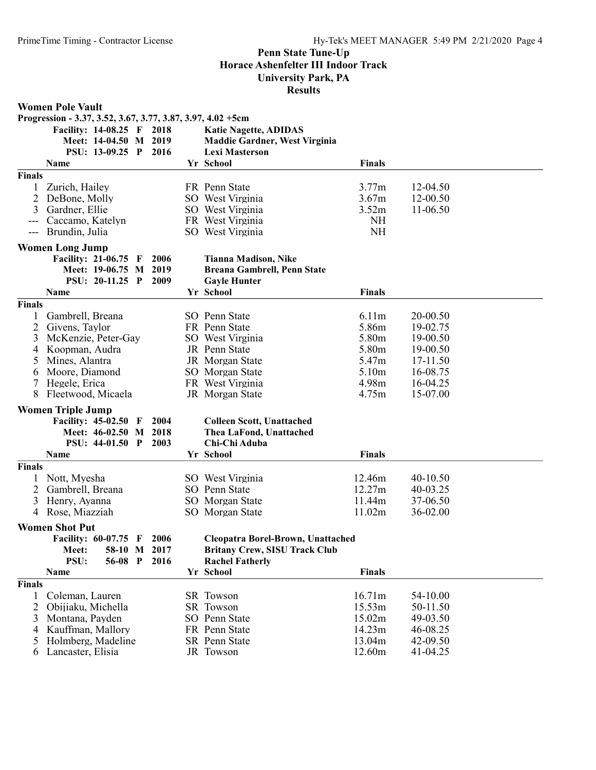# Penn State Tune-Up
## Horace Ashenfelter III Indoor Track
## University Park, PA
## Results

### Women Pole Vault

Progression - 3.37, 3.52, 3.67, 3.77, 3.87, 3.97, 4.02 +5cm

**Facility: 14-08.25 F 2018 Katie Nagette, ADIDAS**
**Meet: 14-04.50 M 2019 Maddie Gardner, West Virginia**
**PSU: 13-09.25 P 2016 Lexi Masterson**

| | Name | Yr | School | Finals | |
|---|---|---|---|---|---|
| **Finals** | | | | | |
| 1 | Zurich, Hailey | FR | Penn State | 3.77m | 12-04.50 |
| 2 | DeBone, Molly | SO | West Virginia | 3.67m | 12-00.50 |
| 3 | Gardner, Ellie | SO | West Virginia | 3.52m | 11-06.50 |
| --- | Caccamo, Katelyn | FR | West Virginia | NH | |
| --- | Brundin, Julia | SO | West Virginia | NH | |

### Women Long Jump

**Facility: 21-06.75 F 2006 Tianna Madison, Nike**
**Meet: 19-06.75 M 2019 Breana Gambrell, Penn State**
**PSU: 20-11.25 P 2009 Gayle Hunter**

| | Name | Yr | School | Finals | |
|---|---|---|---|---|---|
| **Finals** | | | | | |
| 1 | Gambrell, Breana | SO | Penn State | 6.11m | 20-00.50 |
| 2 | Givens, Taylor | FR | Penn State | 5.86m | 19-02.75 |
| 3 | McKenzie, Peter-Gay | SO | West Virginia | 5.80m | 19-00.50 |
| 4 | Koopman, Audra | JR | Penn State | 5.80m | 19-00.50 |
| 5 | Mines, Alantra | JR | Morgan State | 5.47m | 17-11.50 |
| 6 | Moore, Diamond | SO | Morgan State | 5.10m | 16-08.75 |
| 7 | Hegele, Erica | FR | West Virginia | 4.98m | 16-04.25 |
| 8 | Fleetwood, Micaela | JR | Morgan State | 4.75m | 15-07.00 |

### Women Triple Jump

**Facility: 45-02.50 F 2004 Colleen Scott, Unattached**
**Meet: 46-02.50 M 2018 Thea LaFond, Unattached**
**PSU: 44-01.50 P 2003 Chi-Chi Aduba**

| | Name | Yr | School | Finals | |
|---|---|---|---|---|---|
| **Finals** | | | | | |
| 1 | Nott, Myesha | SO | West Virginia | 12.46m | 40-10.50 |
| 2 | Gambrell, Breana | SO | Penn State | 12.27m | 40-03.25 |
| 3 | Henry, Ayanna | SO | Morgan State | 11.44m | 37-06.50 |
| 4 | Rose, Miazziah | SO | Morgan State | 11.02m | 36-02.00 |

### Women Shot Put

**Facility: 60-07.75 F 2006 Cleopatra Borel-Brown, Unattached**
**Meet: 58-10 M 2017 Britany Crew, SISU Track Club**
**PSU: 56-08 P 2016 Rachel Fatherly**

| | Name | Yr | School | Finals | |
|---|---|---|---|---|---|
| **Finals** | | | | | |
| 1 | Coleman, Lauren | SR | Towson | 16.71m | 54-10.00 |
| 2 | Obijiaku, Michella | SR | Towson | 15.53m | 50-11.50 |
| 3 | Montana, Payden | SO | Penn State | 15.02m | 49-03.50 |
| 4 | Kauffman, Mallory | FR | Penn State | 14.23m | 46-08.25 |
| 5 | Holmberg, Madeline | SR | Penn State | 13.04m | 42-09.50 |
| 6 | Lancaster, Elisia | JR | Towson | 12.60m | 41-04.25 |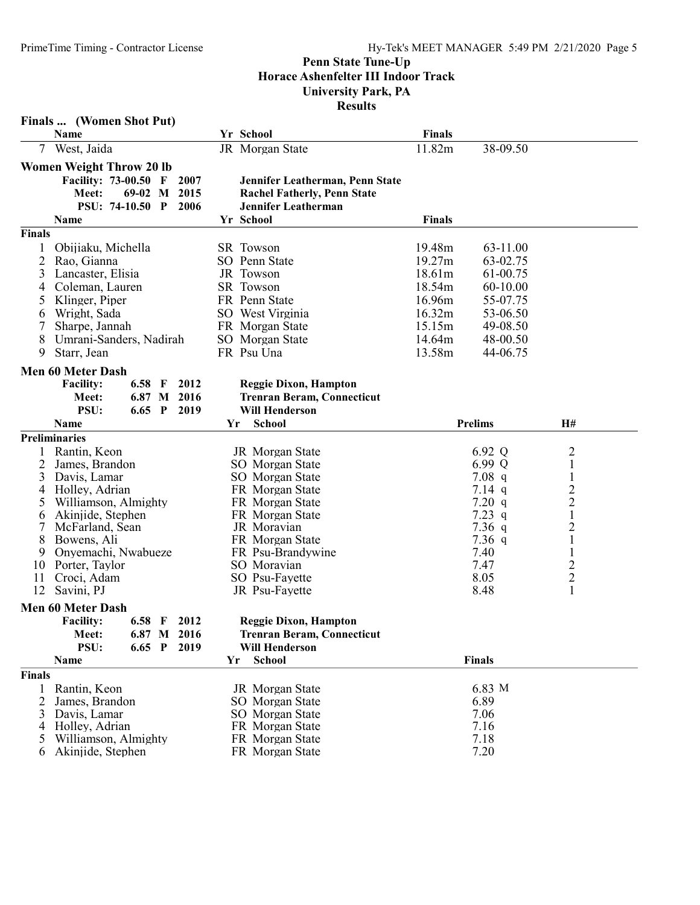## Penn State Tune-Up
## Horace Ashenfelter III Indoor Track
## University Park, PA
## Results

### Finals ... (Women Shot Put)

| | Name | Yr | School | Finals | |
|---|---|---|---|---|---|
| 7 | West, Jaida | JR | Morgan State | 11.82m | 38-09.50 |

### Women Weight Throw 20 lb

| | | | | |
|---|---|---|---|---|
| Facility: | 73-00.50 | F | 2007 | Jennifer Leatherman, Penn State |
| Meet: | 69-02 | M | 2015 | Rachel Fatherly, Penn State |
| PSU: | 74-10.50 | P | 2006 | Jennifer Leatherman |

**Finals**

| | Name | Yr | School | Finals | |
|---|---|---|---|---|---|
| 1 | Obijiaku, Michella | SR | Towson | 19.48m | 63-11.00 |
| 2 | Rao, Gianna | SO | Penn State | 19.27m | 63-02.75 |
| 3 | Lancaster, Elisia | JR | Towson | 18.61m | 61-00.75 |
| 4 | Coleman, Lauren | SR | Towson | 18.54m | 60-10.00 |
| 5 | Klinger, Piper | FR | Penn State | 16.96m | 55-07.75 |
| 6 | Wright, Sada | SO | West Virginia | 16.32m | 53-06.50 |
| 7 | Sharpe, Jannah | FR | Morgan State | 15.15m | 49-08.50 |
| 8 | Umrani-Sanders, Nadirah | SO | Morgan State | 14.64m | 48-00.50 |
| 9 | Starr, Jean | FR | Psu Una | 13.58m | 44-06.75 |

### Men 60 Meter Dash

| | | | | |
|---|---|---|---|---|
| Facility: | 6.58 | F | 2012 | Reggie Dixon, Hampton |
| Meet: | 6.87 | M | 2016 | Trenran Beram, Connecticut |
| PSU: | 6.65 | P | 2019 | Will Henderson |

**Preliminaries**

| | Name | Yr | School | Prelims | H# |
|---|---|---|---|---|---|
| 1 | Rantin, Keon | JR | Morgan State | 6.92 Q | 2 |
| 2 | James, Brandon | SO | Morgan State | 6.99 Q | 1 |
| 3 | Davis, Lamar | SO | Morgan State | 7.08 q | 1 |
| 4 | Holley, Adrian | FR | Morgan State | 7.14 q | 2 |
| 5 | Williamson, Almighty | FR | Morgan State | 7.20 q | 2 |
| 6 | Akinjide, Stephen | FR | Morgan State | 7.23 q | 1 |
| 7 | McFarland, Sean | JR | Moravian | 7.36 q | 2 |
| 8 | Bowens, Ali | FR | Morgan State | 7.36 q | 1 |
| 9 | Onyemachi, Nwabueze | FR | Psu-Brandywine | 7.40 | 1 |
| 10 | Porter, Taylor | SO | Moravian | 7.47 | 2 |
| 11 | Croci, Adam | SO | Psu-Fayette | 8.05 | 2 |
| 12 | Savini, PJ | JR | Psu-Fayette | 8.48 | 1 |

### Men 60 Meter Dash

| | | | | |
|---|---|---|---|---|
| Facility: | 6.58 | F | 2012 | Reggie Dixon, Hampton |
| Meet: | 6.87 | M | 2016 | Trenran Beram, Connecticut |
| PSU: | 6.65 | P | 2019 | Will Henderson |

**Finals**

| | Name | Yr | School | Finals |
|---|---|---|---|---|
| 1 | Rantin, Keon | JR | Morgan State | 6.83 M |
| 2 | James, Brandon | SO | Morgan State | 6.89 |
| 3 | Davis, Lamar | SO | Morgan State | 7.06 |
| 4 | Holley, Adrian | FR | Morgan State | 7.16 |
| 5 | Williamson, Almighty | FR | Morgan State | 7.18 |
| 6 | Akinjide, Stephen | FR | Morgan State | 7.20 |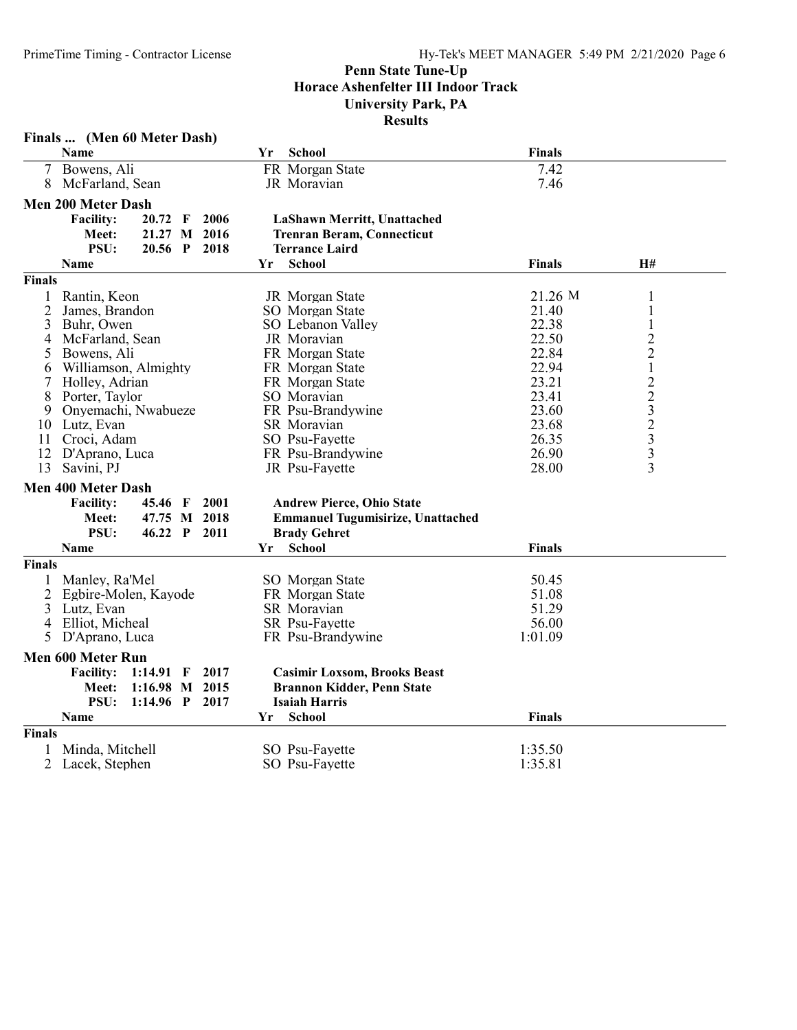# Penn State Tune-Up
## Horace Ashenfelter III Indoor Track
## University Park, PA
## Results

### Finals ... (Men 60 Meter Dash)

| | Name | Yr | School | Finals |
|---|---|---|---|---|
| 7 | Bowens, Ali | FR | Morgan State | 7.42 |
| 8 | McFarland, Sean | JR | Moravian | 7.46 |

### Men 200 Meter Dash

| | | | | |
|---|---|---|---|---|
| Facility: | 20.72 | F | 2006 | LaShawn Merritt, Unattached |
| Meet: | 21.27 | M | 2016 | Trenran Beram, Connecticut |
| PSU: | 20.56 | P | 2018 | Terrance Laird |

**Finals**

| | Name | Yr | School | Finals | H# |
|---|---|---|---|---|---|
| 1 | Rantin, Keon | JR | Morgan State | 21.26 M | 1 |
| 2 | James, Brandon | SO | Morgan State | 21.40 | 1 |
| 3 | Buhr, Owen | SO | Lebanon Valley | 22.38 | 1 |
| 4 | McFarland, Sean | JR | Moravian | 22.50 | 2 |
| 5 | Bowens, Ali | FR | Morgan State | 22.84 | 2 |
| 6 | Williamson, Almighty | FR | Morgan State | 22.94 | 1 |
| 7 | Holley, Adrian | FR | Morgan State | 23.21 | 2 |
| 8 | Porter, Taylor | SO | Moravian | 23.41 | 2 |
| 9 | Onyemachi, Nwabueze | FR | Psu-Brandywine | 23.60 | 3 |
| 10 | Lutz, Evan | SR | Moravian | 23.68 | 2 |
| 11 | Croci, Adam | SO | Psu-Fayette | 26.35 | 3 |
| 12 | D'Aprano, Luca | FR | Psu-Brandywine | 26.90 | 3 |
| 13 | Savini, PJ | JR | Psu-Fayette | 28.00 | 3 |

### Men 400 Meter Dash

| | | | | |
|---|---|---|---|---|
| Facility: | 45.46 | F | 2001 | Andrew Pierce, Ohio State |
| Meet: | 47.75 | M | 2018 | Emmanuel Tugumisirize, Unattached |
| PSU: | 46.22 | P | 2011 | Brady Gehret |

**Finals**

| | Name | Yr | School | Finals |
|---|---|---|---|---|
| 1 | Manley, Ra'Mel | SO | Morgan State | 50.45 |
| 2 | Egbire-Molen, Kayode | FR | Morgan State | 51.08 |
| 3 | Lutz, Evan | SR | Moravian | 51.29 |
| 4 | Elliot, Micheal | SR | Psu-Fayette | 56.00 |
| 5 | D'Aprano, Luca | FR | Psu-Brandywine | 1:01.09 |

### Men 600 Meter Run

| | | | | |
|---|---|---|---|---|
| Facility: | 1:14.91 | F | 2017 | Casimir Loxsom, Brooks Beast |
| Meet: | 1:16.98 | M | 2015 | Brannon Kidder, Penn State |
| PSU: | 1:14.96 | P | 2017 | Isaiah Harris |

**Finals**

| | Name | Yr | School | Finals |
|---|---|---|---|---|
| 1 | Minda, Mitchell | SO | Psu-Fayette | 1:35.50 |
| 2 | Lacek, Stephen | SO | Psu-Fayette | 1:35.81 |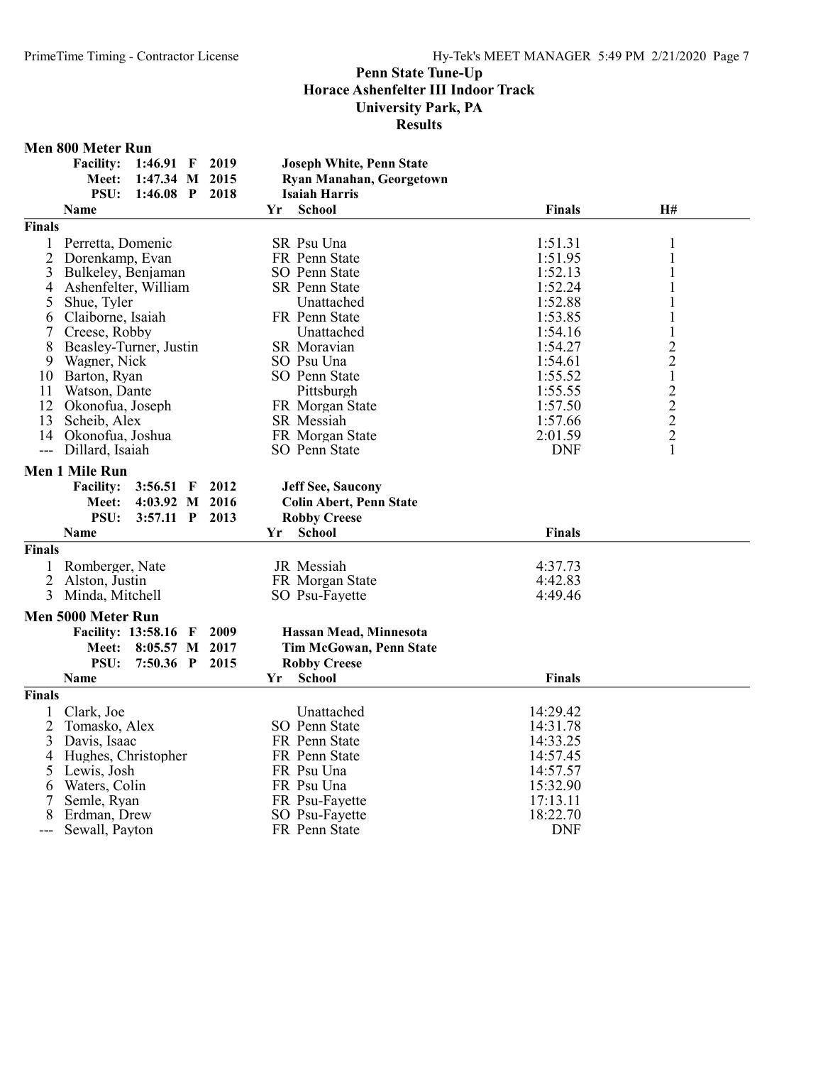# Penn State Tune-Up
## Horace Ashenfelter III Indoor Track
## University Park, PA
## Results

### Men 800 Meter Run

| Record | Time | | Year | Holder |
|---|---|---|---|---|
| Facility: | 1:46.91 | F | 2019 | Joseph White, Penn State |
| Meet: | 1:47.34 | M | 2015 | Ryan Manahan, Georgetown |
| PSU: | 1:46.08 | P | 2018 | Isaiah Harris |

| | Name | Yr | School | Finals | H# |
|---|---|---|---|---|---|
| **Finals** | | | | | |
| 1 | Perretta, Domenic | SR | Psu Una | 1:51.31 | 1 |
| 2 | Dorenkamp, Evan | FR | Penn State | 1:51.95 | 1 |
| 3 | Bulkeley, Benjaman | SO | Penn State | 1:52.13 | 1 |
| 4 | Ashenfelter, William | SR | Penn State | 1:52.24 | 1 |
| 5 | Shue, Tyler | | Unattached | 1:52.88 | 1 |
| 6 | Claiborne, Isaiah | FR | Penn State | 1:53.85 | 1 |
| 7 | Creese, Robby | | Unattached | 1:54.16 | 1 |
| 8 | Beasley-Turner, Justin | SR | Moravian | 1:54.27 | 2 |
| 9 | Wagner, Nick | SO | Psu Una | 1:54.61 | 2 |
| 10 | Barton, Ryan | SO | Penn State | 1:55.52 | 1 |
| 11 | Watson, Dante | | Pittsburgh | 1:55.55 | 2 |
| 12 | Okonofua, Joseph | FR | Morgan State | 1:57.50 | 2 |
| 13 | Scheib, Alex | SR | Messiah | 1:57.66 | 2 |
| 14 | Okonofua, Joshua | FR | Morgan State | 2:01.59 | 2 |
| --- | Dillard, Isaiah | SO | Penn State | DNF | 1 |

### Men 1 Mile Run

| Record | Time | | Year | Holder |
|---|---|---|---|---|
| Facility: | 3:56.51 | F | 2012 | Jeff See, Saucony |
| Meet: | 4:03.92 | M | 2016 | Colin Abert, Penn State |
| PSU: | 3:57.11 | P | 2013 | Robby Creese |

| | Name | Yr | School | Finals |
|---|---|---|---|---|
| **Finals** | | | | |
| 1 | Romberger, Nate | JR | Messiah | 4:37.73 |
| 2 | Alston, Justin | FR | Morgan State | 4:42.83 |
| 3 | Minda, Mitchell | SO | Psu-Fayette | 4:49.46 |

### Men 5000 Meter Run

| Record | Time | | Year | Holder |
|---|---|---|---|---|
| Facility: | 13:58.16 | F | 2009 | Hassan Mead, Minnesota |
| Meet: | 8:05.57 | M | 2017 | Tim McGowan, Penn State |
| PSU: | 7:50.36 | P | 2015 | Robby Creese |

| | Name | Yr | School | Finals |
|---|---|---|---|---|
| **Finals** | | | | |
| 1 | Clark, Joe | | Unattached | 14:29.42 |
| 2 | Tomasko, Alex | SO | Penn State | 14:31.78 |
| 3 | Davis, Isaac | FR | Penn State | 14:33.25 |
| 4 | Hughes, Christopher | FR | Penn State | 14:57.45 |
| 5 | Lewis, Josh | FR | Psu Una | 14:57.57 |
| 6 | Waters, Colin | FR | Psu Una | 15:32.90 |
| 7 | Semle, Ryan | FR | Psu-Fayette | 17:13.11 |
| 8 | Erdman, Drew | SO | Psu-Fayette | 18:22.70 |
| --- | Sewall, Payton | FR | Penn State | DNF |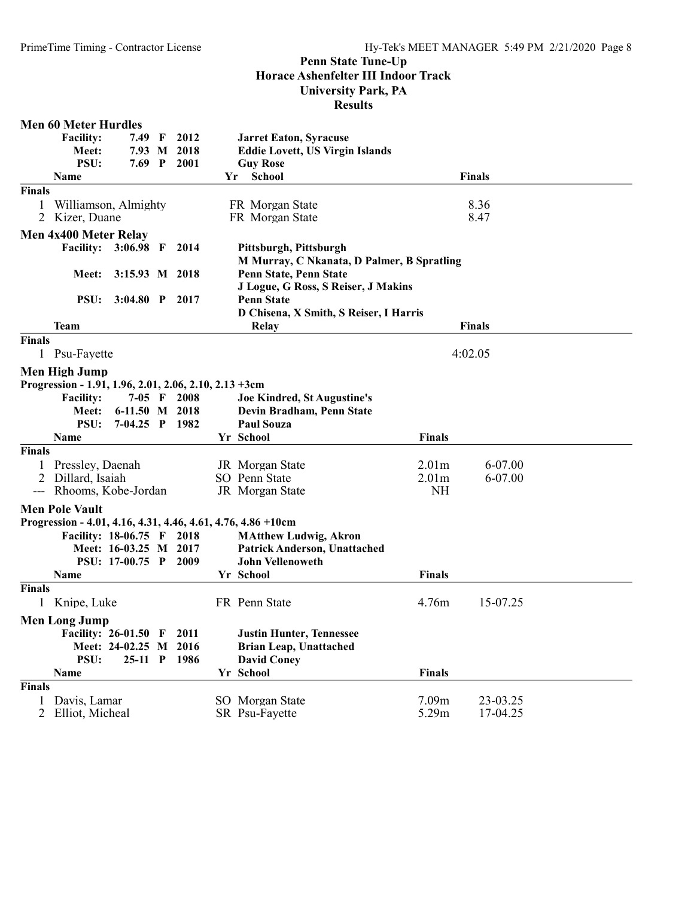# Penn State Tune-Up
## Horace Ashenfelter III Indoor Track
## University Park, PA
## Results

### Men 60 Meter Hurdles

| Record | Mark | | Year | Holder |
|---|---|---|---|---|
| Facility: | 7.49 | F | 2012 | Jarret Eaton, Syracuse |
| Meet: | 7.93 | M | 2018 | Eddie Lovett, US Virgin Islands |
| PSU: | 7.69 | P | 2001 | Guy Rose |

**Finals**

| | Name | Yr | School | Finals |
|---|---|---|---|---|
| 1 | Williamson, Almighty | FR | Morgan State | 8.36 |
| 2 | Kizer, Duane | FR | Morgan State | 8.47 |

### Men 4x400 Meter Relay

| Record | Mark | | Year | Holder |
|---|---|---|---|---|
| Facility: | 3:06.98 | F | 2014 | Pittsburgh, Pittsburgh<br>M Murray, C Nkanata, D Palmer, B Spratling |
| Meet: | 3:15.93 | M | 2018 | Penn State, Penn State<br>J Logue, G Ross, S Reiser, J Makins |
| PSU: | 3:04.80 | P | 2017 | Penn State<br>D Chisena, X Smith, S Reiser, I Harris |

**Finals**

| | Team | Relay | Finals |
|---|---|---|---|
| 1 | Psu-Fayette | | 4:02.05 |

### Men High Jump

Progression - 1.91, 1.96, 2.01, 2.06, 2.10, 2.13 +3cm

| Record | Mark | | Year | Holder |
|---|---|---|---|---|
| Facility: | 7-05 | F | 2008 | Joe Kindred, St Augustine's |
| Meet: | 6-11.50 | M | 2018 | Devin Bradham, Penn State |
| PSU: | 7-04.25 | P | 1982 | Paul Souza |

**Finals**

| | Name | Yr | School | Finals | |
|---|---|---|---|---|---|
| 1 | Pressley, Daenah | JR | Morgan State | 2.01m | 6-07.00 |
| 2 | Dillard, Isaiah | SO | Penn State | 2.01m | 6-07.00 |
| --- | Rhooms, Kobe-Jordan | JR | Morgan State | NH | |

### Men Pole Vault

Progression - 4.01, 4.16, 4.31, 4.46, 4.61, 4.76, 4.86 +10cm

| Record | Mark | | Year | Holder |
|---|---|---|---|---|
| Facility: | 18-06.75 | F | 2018 | MAtthew Ludwig, Akron |
| Meet: | 16-03.25 | M | 2017 | Patrick Anderson, Unattached |
| PSU: | 17-00.75 | P | 2009 | John Vellenoweth |

**Finals**

| | Name | Yr | School | Finals | |
|---|---|---|---|---|---|
| 1 | Knipe, Luke | FR | Penn State | 4.76m | 15-07.25 |

### Men Long Jump

| Record | Mark | | Year | Holder |
|---|---|---|---|---|
| Facility: | 26-01.50 | F | 2011 | Justin Hunter, Tennessee |
| Meet: | 24-02.25 | M | 2016 | Brian Leap, Unattached |
| PSU: | 25-11 | P | 1986 | David Coney |

**Finals**

| | Name | Yr | School | Finals | |
|---|---|---|---|---|---|
| 1 | Davis, Lamar | SO | Morgan State | 7.09m | 23-03.25 |
| 2 | Elliot, Micheal | SR | Psu-Fayette | 5.29m | 17-04.25 |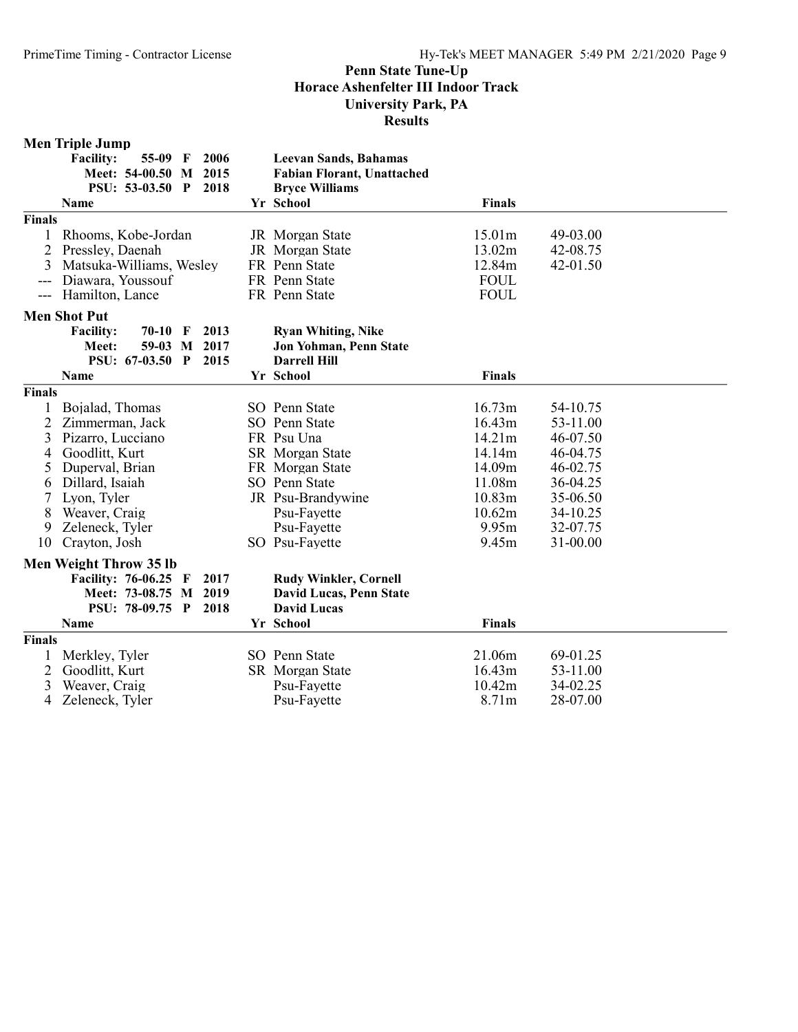# Penn State Tune-Up
## Horace Ashenfelter III Indoor Track
## University Park, PA
## Results

### Men Triple Jump

| Record | Mark | | Year | Holder |
|---|---|---|---|---|
| Facility: | 55-09 | F | 2006 | Leevan Sands, Bahamas |
| Meet: | 54-00.50 | M | 2015 | Fabian Florant, Unattached |
| PSU: | 53-03.50 | P | 2018 | Bryce Williams |

| | Name | Yr | School | Finals | |
|---|---|---|---|---|---|
| **Finals** | | | | | |
| 1 | Rhooms, Kobe-Jordan | JR | Morgan State | 15.01m | 49-03.00 |
| 2 | Pressley, Daenah | JR | Morgan State | 13.02m | 42-08.75 |
| 3 | Matsuka-Williams, Wesley | FR | Penn State | 12.84m | 42-01.50 |
| --- | Diawara, Youssouf | FR | Penn State | FOUL | |
| --- | Hamilton, Lance | FR | Penn State | FOUL | |

### Men Shot Put

| Record | Mark | | Year | Holder |
|---|---|---|---|---|
| Facility: | 70-10 | F | 2013 | Ryan Whiting, Nike |
| Meet: | 59-03 | M | 2017 | Jon Yohman, Penn State |
| PSU: | 67-03.50 | P | 2015 | Darrell Hill |

| | Name | Yr | School | Finals | |
|---|---|---|---|---|---|
| **Finals** | | | | | |
| 1 | Bojalad, Thomas | SO | Penn State | 16.73m | 54-10.75 |
| 2 | Zimmerman, Jack | SO | Penn State | 16.43m | 53-11.00 |
| 3 | Pizarro, Lucciano | FR | Psu Una | 14.21m | 46-07.50 |
| 4 | Goodlitt, Kurt | SR | Morgan State | 14.14m | 46-04.75 |
| 5 | Duperval, Brian | FR | Morgan State | 14.09m | 46-02.75 |
| 6 | Dillard, Isaiah | SO | Penn State | 11.08m | 36-04.25 |
| 7 | Lyon, Tyler | JR | Psu-Brandywine | 10.83m | 35-06.50 |
| 8 | Weaver, Craig | | Psu-Fayette | 10.62m | 34-10.25 |
| 9 | Zeleneck, Tyler | | Psu-Fayette | 9.95m | 32-07.75 |
| 10 | Crayton, Josh | SO | Psu-Fayette | 9.45m | 31-00.00 |

### Men Weight Throw 35 lb

| Record | Mark | | Year | Holder |
|---|---|---|---|---|
| Facility: | 76-06.25 | F | 2017 | Rudy Winkler, Cornell |
| Meet: | 73-08.75 | M | 2019 | David Lucas, Penn State |
| PSU: | 78-09.75 | P | 2018 | David Lucas |

| | Name | Yr | School | Finals | |
|---|---|---|---|---|---|
| **Finals** | | | | | |
| 1 | Merkley, Tyler | SO | Penn State | 21.06m | 69-01.25 |
| 2 | Goodlitt, Kurt | SR | Morgan State | 16.43m | 53-11.00 |
| 3 | Weaver, Craig | | Psu-Fayette | 10.42m | 34-02.25 |
| 4 | Zeleneck, Tyler | | Psu-Fayette | 8.71m | 28-07.00 |